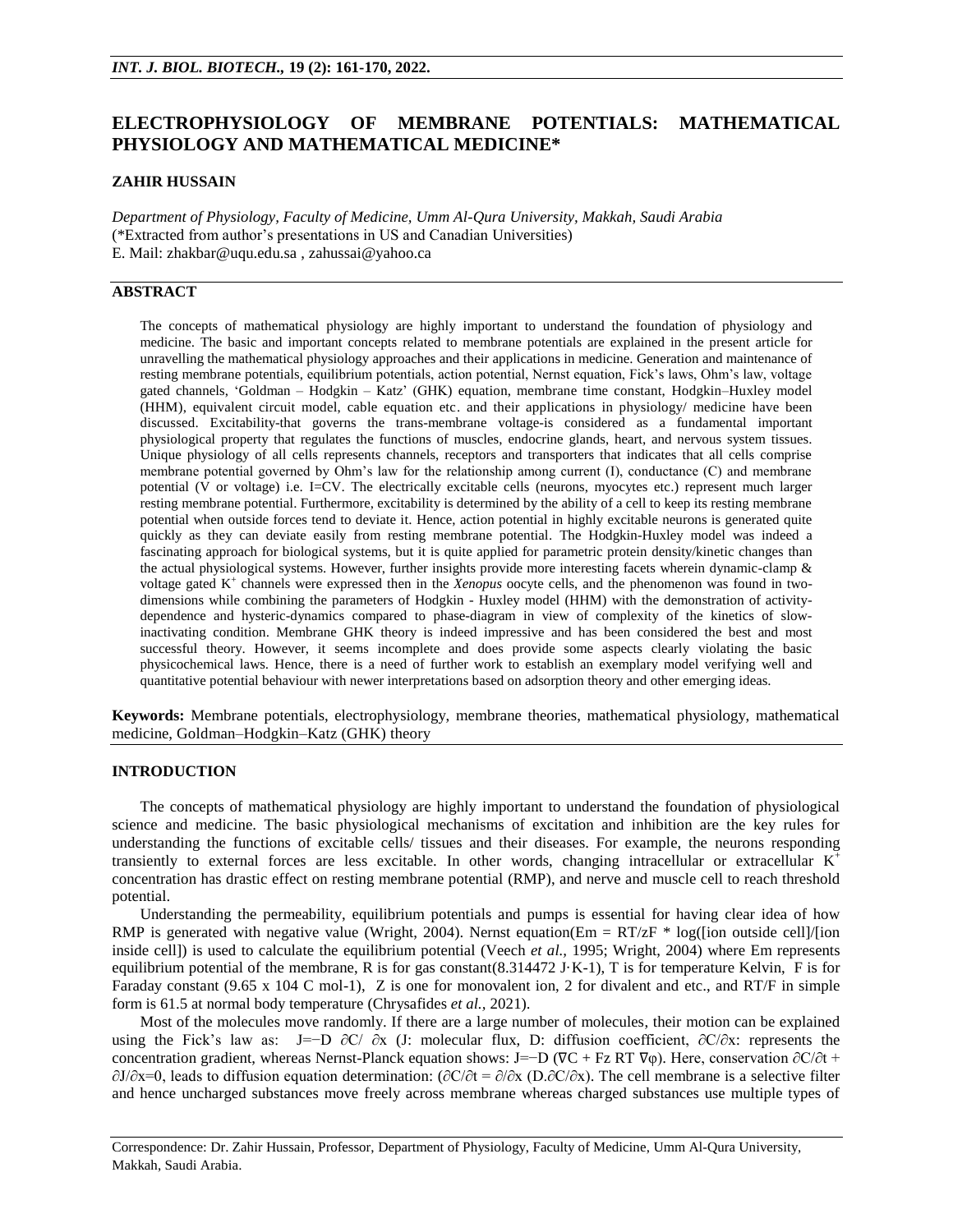# ELECTROPHYSIOLOGY OF MEMBRANE POTENTIALS: MATHEMATICAL PHYSIOLOGY AND MATHEMATICAL MEDICINE*

**ZAHIR HUSSAIN**

*Department of Physiology, Faculty of Medicine, Umm Al-Qura University, Makkah, Saudi Arabia*
(*Extracted from author's presentations in US and Canadian Universities)
E. Mail: zhakbar@uqu.edu.sa , zahussai@yahoo.ca

## ABSTRACT

The concepts of mathematical physiology are highly important to understand the foundation of physiology and medicine. The basic and important concepts related to membrane potentials are explained in the present article for unravelling the mathematical physiology approaches and their applications in medicine. Generation and maintenance of resting membrane potentials, equilibrium potentials, action potential, Nernst equation, Fick's laws, Ohm's law, voltage gated channels, 'Goldman – Hodgkin – Katz' (GHK) equation, membrane time constant, Hodgkin–Huxley model (HHM), equivalent circuit model, cable equation etc. and their applications in physiology/ medicine have been discussed. Excitability-that governs the trans-membrane voltage-is considered as a fundamental important physiological property that regulates the functions of muscles, endocrine glands, heart, and nervous system tissues. Unique physiology of all cells represents channels, receptors and transporters that indicates that all cells comprise membrane potential governed by Ohm's law for the relationship among current (I), conductance (C) and membrane potential (V or voltage) i.e. I=CV. The electrically excitable cells (neurons, myocytes etc.) represent much larger resting membrane potential. Furthermore, excitability is determined by the ability of a cell to keep its resting membrane potential when outside forces tend to deviate it. Hence, action potential in highly excitable neurons is generated quite quickly as they can deviate easily from resting membrane potential. The Hodgkin-Huxley model was indeed a fascinating approach for biological systems, but it is quite applied for parametric protein density/kinetic changes than the actual physiological systems. However, further insights provide more interesting facets wherein dynamic-clamp & voltage gated $K^+$ channels were expressed then in the *Xenopus* oocyte cells, and the phenomenon was found in two-dimensions while combining the parameters of Hodgkin - Huxley model (HHM) with the demonstration of activity-dependence and hysteric-dynamics compared to phase-diagram in view of complexity of the kinetics of slow-inactivating condition. Membrane GHK theory is indeed impressive and has been considered the best and most successful theory. However, it seems incomplete and does provide some aspects clearly violating the basic physicochemical laws. Hence, there is a need of further work to establish an exemplary model verifying well and quantitative potential behaviour with newer interpretations based on adsorption theory and other emerging ideas.

**Keywords:** Membrane potentials, electrophysiology, membrane theories, mathematical physiology, mathematical medicine, Goldman–Hodgkin–Katz (GHK) theory

## INTRODUCTION

The concepts of mathematical physiology are highly important to understand the foundation of physiological science and medicine. The basic physiological mechanisms of excitation and inhibition are the key rules for understanding the functions of excitable cells/ tissues and their diseases. For example, the neurons responding transiently to external forces are less excitable. In other words, changing intracellular or extracellular $K^+$ concentration has drastic effect on resting membrane potential (RMP), and nerve and muscle cell to reach threshold potential.

Understanding the permeability, equilibrium potentials and pumps is essential for having clear idea of how RMP is generated with negative value (Wright, 2004). Nernst equation($Em = RT/zF * \log([\text{ion outside cell}]/[\text{ion inside cell}])$ is used to calculate the equilibrium potential (Veech *et al.,* 1995; Wright, 2004) where Em represents equilibrium potential of the membrane, R is for gas constant(8.314472 J·K-1), T is for temperature Kelvin, F is for Faraday constant (9.65 x 104 C mol-1), Z is one for monovalent ion, 2 for divalent and etc., and RT/F in simple form is 61.5 at normal body temperature (Chrysafides *et al.,* 2021).

Most of the molecules move randomly. If there are a large number of molecules, their motion can be explained using the Fick's law as: $J=-D\ \partial C/\ \partial x$ (J: molecular flux, D: diffusion coefficient, $\partial C/\partial x$: represents the concentration gradient, whereas Nernst-Planck equation shows: $J=-D\ (\nabla C + Fz\ RT\ \nabla\varphi)$. Here, conservation $\partial C/\partial t + \partial J/\partial x=0$, leads to diffusion equation determination: ($\partial C/\partial t = \partial/\partial x\ (D.\partial C/\partial x)$. The cell membrane is a selective filter and hence uncharged substances move freely across membrane whereas charged substances use multiple types of

Correspondence: Dr. Zahir Hussain, Professor, Department of Physiology, Faculty of Medicine, Umm Al-Qura University, Makkah, Saudi Arabia.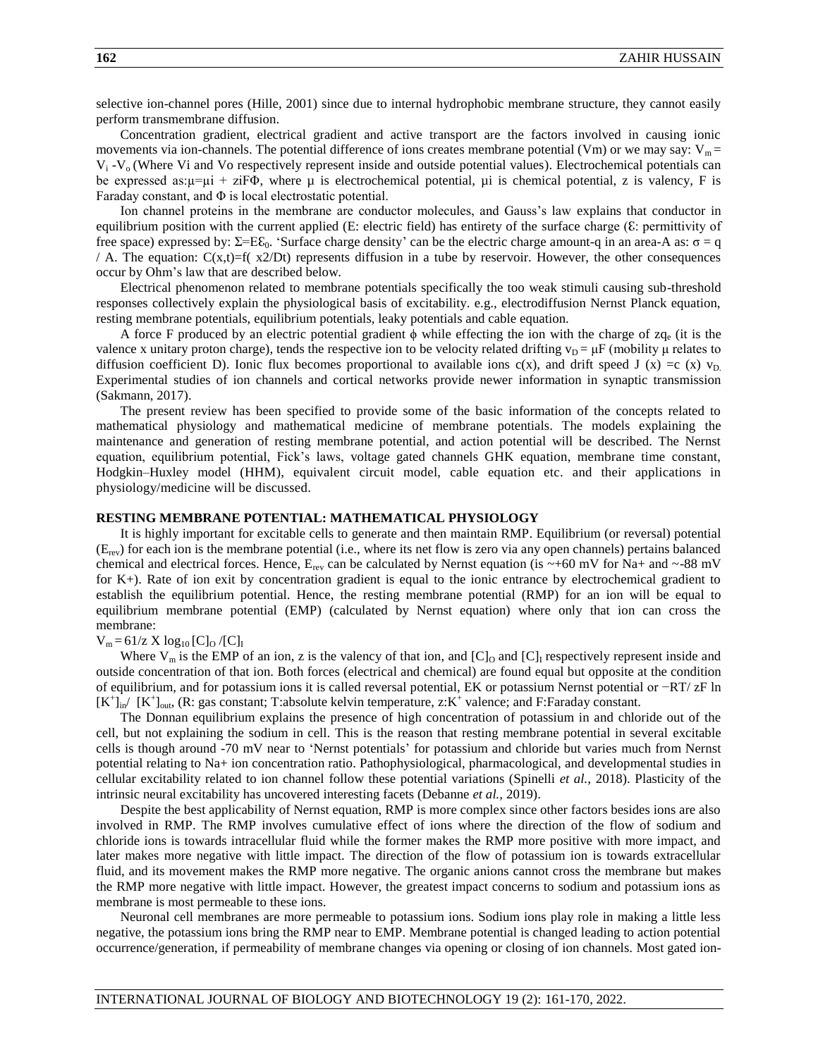selective ion-channel pores (Hille, 2001) since due to internal hydrophobic membrane structure, they cannot easily perform transmembrane diffusion.

Concentration gradient, electrical gradient and active transport are the factors involved in causing ionic movements via ion-channels. The potential difference of ions creates membrane potential (Vm) or we may say: $V_m = V_i - V_o$ (Where Vi and Vo respectively represent inside and outside potential values). Electrochemical potentials can be expressed as: $\mu = \mu i + ziF\Phi$, where μ is electrochemical potential, μi is chemical potential, z is valency, F is Faraday constant, and Φ is local electrostatic potential.

Ion channel proteins in the membrane are conductor molecules, and Gauss's law explains that conductor in equilibrium position with the current applied (E: electric field) has entirety of the surface charge (Ɛ: permittivity of free space) expressed by: $\Sigma = E\mathcal{E}_0$. 'Surface charge density' can be the electric charge amount-q in an area-A as: $\sigma = q / A$. The equation: $C(x,t) = f(x2/Dt)$ represents diffusion in a tube by reservoir. However, the other consequences occur by Ohm's law that are described below.

Electrical phenomenon related to membrane potentials specifically the too weak stimuli causing sub-threshold responses collectively explain the physiological basis of excitability. e.g., electrodiffusion Nernst Planck equation, resting membrane potentials, equilibrium potentials, leaky potentials and cable equation.

A force F produced by an electric potential gradient ϕ while effecting the ion with the charge of $zq_e$ (it is the valence x unitary proton charge), tends the respective ion to be velocity related drifting $v_D = \mu F$ (mobility μ relates to diffusion coefficient D). Ionic flux becomes proportional to available ions c(x), and drift speed $J(x) = c(x)\, v_D$. Experimental studies of ion channels and cortical networks provide newer information in synaptic transmission (Sakmann, 2017).

The present review has been specified to provide some of the basic information of the concepts related to mathematical physiology and mathematical medicine of membrane potentials. The models explaining the maintenance and generation of resting membrane potential, and action potential will be described. The Nernst equation, equilibrium potential, Fick's laws, voltage gated channels GHK equation, membrane time constant, Hodgkin–Huxley model (HHM), equivalent circuit model, cable equation etc. and their applications in physiology/medicine will be discussed.

## RESTING MEMBRANE POTENTIAL: MATHEMATICAL PHYSIOLOGY

It is highly important for excitable cells to generate and then maintain RMP. Equilibrium (or reversal) potential ($E_{rev}$) for each ion is the membrane potential (i.e., where its net flow is zero via any open channels) pertains balanced chemical and electrical forces. Hence, $E_{rev}$ can be calculated by Nernst equation (is ~+60 mV for Na+ and ~-88 mV for K+). Rate of ion exit by concentration gradient is equal to the ionic entrance by electrochemical gradient to establish the equilibrium potential. Hence, the resting membrane potential (RMP) for an ion will be equal to equilibrium membrane potential (EMP) (calculated by Nernst equation) where only that ion can cross the membrane:

$$V_m = 61/z \times \log_{10} [C]_O / [C]_I$$

Where $V_m$ is the EMP of an ion, z is the valency of that ion, and $[C]_O$ and $[C]_I$ respectively represent inside and outside concentration of that ion. Both forces (electrical and chemical) are found equal but opposite at the condition of equilibrium, and for potassium ions it is called reversal potential, EK or potassium Nernst potential or $-RT/ zF \ln [K^+]_{in}/ [K^+]_{out}$, (R: gas constant; T:absolute kelvin temperature, z:$K^+$ valence; and F:Faraday constant.

The Donnan equilibrium explains the presence of high concentration of potassium in and chloride out of the cell, but not explaining the sodium in cell. This is the reason that resting membrane potential in several excitable cells is though around -70 mV near to 'Nernst potentials' for potassium and chloride but varies much from Nernst potential relating to Na+ ion concentration ratio. Pathophysiological, pharmacological, and developmental studies in cellular excitability related to ion channel follow these potential variations (Spinelli *et al.,* 2018). Plasticity of the intrinsic neural excitability has uncovered interesting facets (Debanne *et al.,* 2019).

Despite the best applicability of Nernst equation, RMP is more complex since other factors besides ions are also involved in RMP. The RMP involves cumulative effect of ions where the direction of the flow of sodium and chloride ions is towards intracellular fluid while the former makes the RMP more positive with more impact, and later makes more negative with little impact. The direction of the flow of potassium ion is towards extracellular fluid, and its movement makes the RMP more negative. The organic anions cannot cross the membrane but makes the RMP more negative with little impact. However, the greatest impact concerns to sodium and potassium ions as membrane is most permeable to these ions.

Neuronal cell membranes are more permeable to potassium ions. Sodium ions play role in making a little less negative, the potassium ions bring the RMP near to EMP. Membrane potential is changed leading to action potential occurrence/generation, if permeability of membrane changes via opening or closing of ion channels. Most gated ion-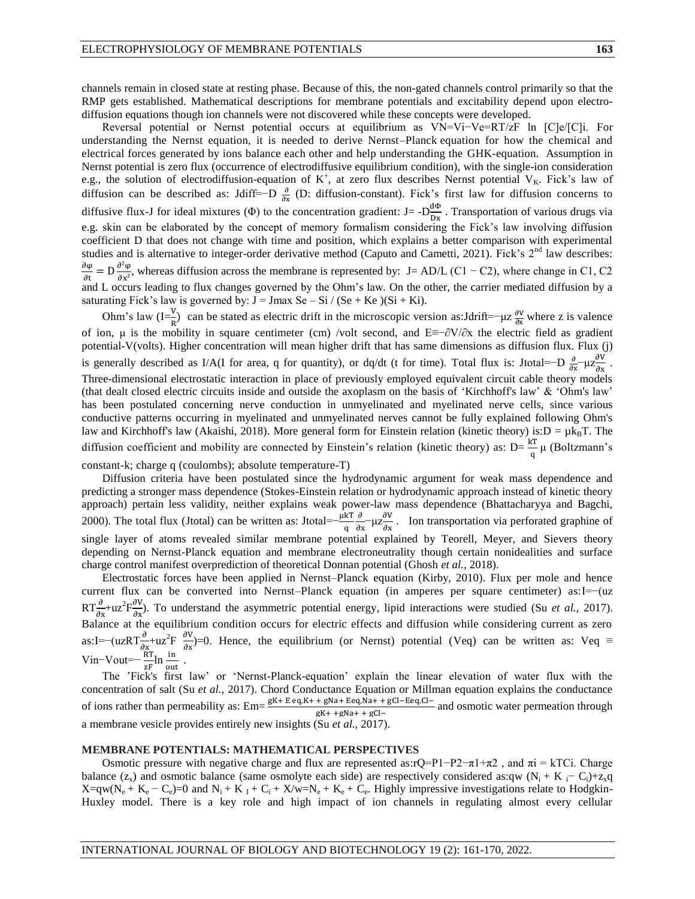channels remain in closed state at resting phase. Because of this, the non-gated channels control primarily so that the RMP gets established. Mathematical descriptions for membrane potentials and excitability depend upon electro-diffusion equations though ion channels were not discovered while these concepts were developed.

Reversal potential or Nernst potential occurs at equilibrium as $V_N = V_i - V_e = RT/zF \ln [C]e/[C]i$. For understanding the Nernst equation, it is needed to derive Nernst–Planck equation for how the chemical and electrical forces generated by ions balance each other and help understanding the GHK-equation. Assumption in Nernst potential is zero flux (occurrence of electrodiffusive equilibrium condition), with the single-ion consideration e.g., the solution of electrodiffusion-equation of $K^+$, at zero flux describes Nernst potential $V_K$. Fick's law of diffusion can be described as: $J_{diff} = -D \frac{\partial}{\partial x}$ (D: diffusion-constant). Fick's first law for diffusion concerns to diffusive flux-J for ideal mixtures (Φ) to the concentration gradient: $J = -D\frac{d\Phi}{Dx}$. Transportation of various drugs via e.g. skin can be elaborated by the concept of memory formalism considering the Fick's law involving diffusion coefficient D that does not change with time and position, which explains a better comparison with experimental studies and is alternative to integer-order derivative method (Caputo and Cametti, 2021). Fick's 2nd law describes: $\frac{\partial \varphi}{\partial t} = D\frac{\partial^2 \varphi}{\partial x^2}$, whereas diffusion across the membrane is represented by: $J = AD/L\ (C1 - C2)$, where change in C1, C2 and L occurs leading to flux changes governed by the Ohm's law. On the other, the carrier mediated diffusion by a saturating Fick's law is governed by: $J = J_{max}\ Se - Si / (Se + Ke)(Si + Ki)$.

Ohm's law ($I = \frac{V}{R}$) can be stated as electric drift in the microscopic version as: $J_{drift} = -\mu z \frac{\partial V}{\partial x}$ where z is valence of ion, μ is the mobility in square centimeter (cm) /volt second, and $E \equiv -\partial V/\partial x$ the electric field as gradient potential-V(volts). Higher concentration will mean higher drift that has same dimensions as diffusion flux. Flux (j) is generally described as I/A(I for area, q for quantity), or dq/dt (t for time). Total flux is: $J_{total} = -D \frac{\partial}{\partial x} - \mu z \frac{\partial V}{\partial x}$. Three-dimensional electrostatic interaction in place of previously employed equivalent circuit cable theory models (that dealt closed electric circuits inside and outside the axoplasm on the basis of 'Kirchhoff's law' & 'Ohm's law' has been postulated concerning nerve conduction in unmyelinated and myelinated nerve cells, since various conductive patterns occurring in myelinated and unmyelinated nerves cannot be fully explained following Ohm's law and Kirchhoff's law (Akaishi, 2018). More general form for Einstein relation (kinetic theory) is: $D = \mu k_B T$. The diffusion coefficient and mobility are connected by Einstein's relation (kinetic theory) as: $D = \frac{kT}{q}\mu$ (Boltzmann's constant-k; charge q (coulombs); absolute temperature-T)

Diffusion criteria have been postulated since the hydrodynamic argument for weak mass dependence and predicting a stronger mass dependence (Stokes-Einstein relation or hydrodynamic approach instead of kinetic theory approach) pertain less validity, neither explains weak power-law mass dependence (Bhattacharyya and Bagchi, 2000). The total flux (Jtotal) can be written as: $J_{total} = -\frac{\mu kT}{q}\frac{\partial}{\partial x} - \mu z \frac{\partial V}{\partial x}$. Ion transportation via perforated graphine of single layer of atoms revealed similar membrane potential explained by Teorell, Meyer, and Sievers theory depending on Nernst-Planck equation and membrane electroneutrality though certain nonidealities and surface charge control manifest overprediction of theoretical Donnan potential (Ghosh *et al.,* 2018).

Electrostatic forces have been applied in Nernst–Planck equation (Kirby, 2010). Flux per mole and hence current flux can be converted into Nernst–Planck equation (in amperes per square centimeter) as: $I = -(uz\ RT\frac{\partial}{\partial x} + uz^2 F\frac{\partial V}{\partial x})$. To understand the asymmetric potential energy, lipid interactions were studied (Su *et al.,* 2017). Balance at the equilibrium condition occurs for electric effects and diffusion while considering current as zero as: $I = -(uzRT\frac{\partial}{\partial x} + uz^2 F\ \frac{\partial V}{\partial x}) = 0$. Hence, the equilibrium (or Nernst) potential (Veq) can be written as: $V_{eq} \equiv V_{in} - V_{out} = -\frac{RT}{zF}\ln\frac{in}{out}$.

The 'Fick's first law' or 'Nernst-Planck-equation' explain the linear elevation of water flux with the concentration of salt (Su *et al.,* 2017). Chord Conductance Equation or Millman equation explains the conductance of ions rather than permeability as: $E_m = \frac{gK+\ E\ eq,K+ + gNa+\ Eeq,Na+ + gCl-Eeq,Cl-}{gK+ + gNa+ + gCl-}$ and osmotic water permeation through a membrane vesicle provides entirely new insights (Su *et al.,* 2017).

### MEMBRANE POTENTIALS: MATHEMATICAL PERSPECTIVES

Osmotic pressure with negative charge and flux are represented as: $rQ = P1 - P2 - \pi 1 + \pi 2$, and $\pi i = kTCi$. Charge balance ($z_x$) and osmotic balance (same osmolyte each side) are respectively considered as: $qw\ (N_i + K_i - C_i) + z_x q X = qw(N_e + K_e - C_e) = 0$ and $N_i + K_I + C_i + X/w = N_e + K_e + C_e$. Highly impressive investigations relate to Hodgkin-Huxley model. There is a key role and high impact of ion channels in regulating almost every cellular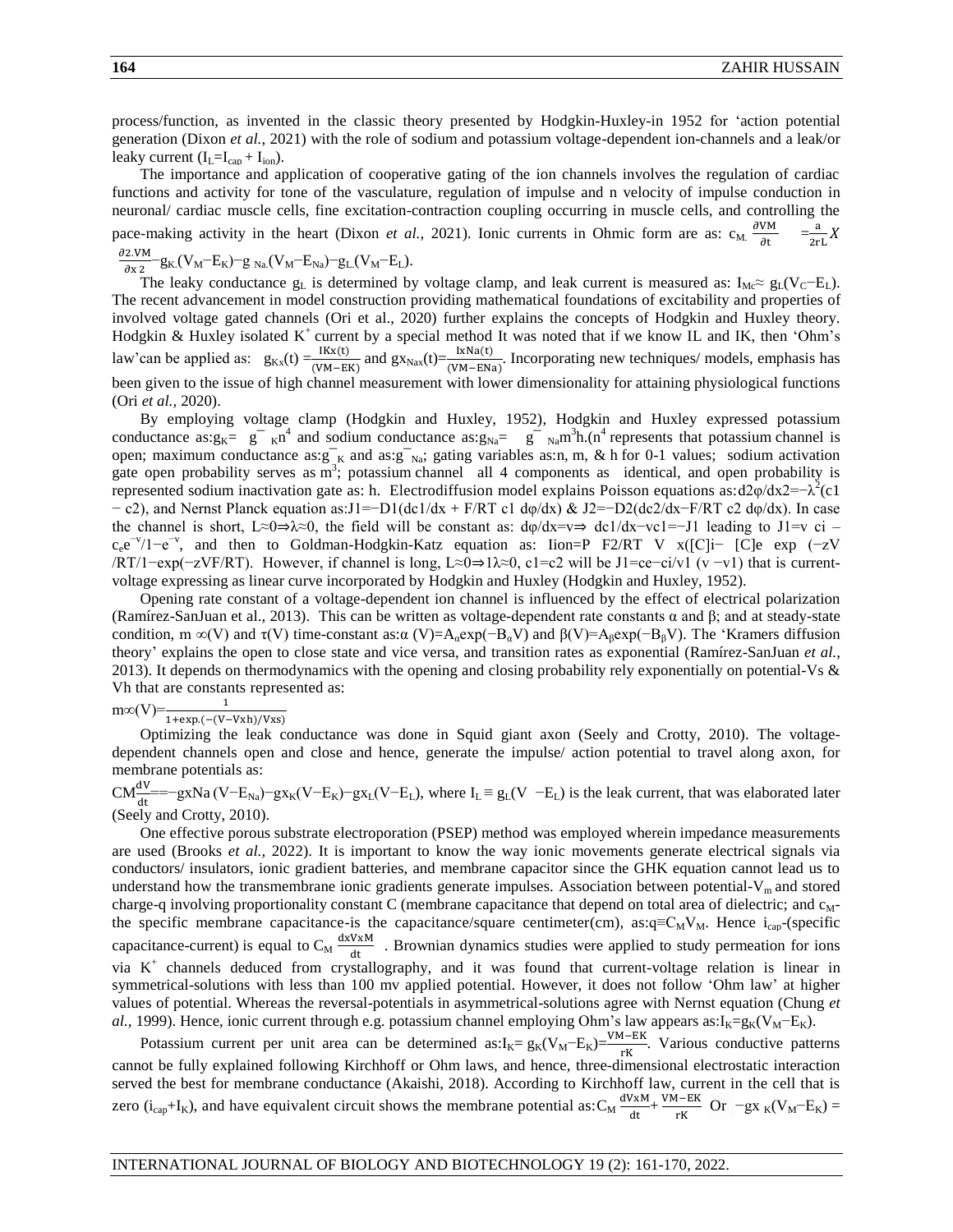process/function, as invented in the classic theory presented by Hodgkin-Huxley-in 1952 for 'action potential generation (Dixon *et al.,* 2021) with the role of sodium and potassium voltage-dependent ion-channels and a leak/or leaky current ($I_L = I_{cap} + I_{ion}$).

The importance and application of cooperative gating of the ion channels involves the regulation of cardiac functions and activity for tone of the vasculature, regulation of impulse and n velocity of impulse conduction in neuronal/ cardiac muscle cells, fine excitation-contraction coupling occurring in muscle cells, and controlling the pace-making activity in the heart (Dixon *et al.,* 2021). Ionic currents in Ohmic form are as: $c_M \frac{\partial VM}{\partial t} = \frac{a}{2rL} X \frac{\partial 2.VM}{\partial x\, 2} - g_K(V_M - E_K) - g_{Na}(V_M - E_{Na}) - g_L(V_M - E_L)$.

The leaky conductance $g_L$ is determined by voltage clamp, and leak current is measured as: $I_{Mc} \approx g_L(V_C - E_L)$. The recent advancement in model construction providing mathematical foundations of excitability and properties of involved voltage gated channels (Ori et al., 2020) further explains the concepts of Hodgkin and Huxley theory. Hodgkin & Huxley isolated $K^+$ current by a special method It was noted that if we know IL and IK, then 'Ohm's law'can be applied as: $g_{Kx}(t) = \frac{IKx(t)}{(VM-EK)}$ and $gx_{Nax}(t) = \frac{IxNa(t)}{(VM-ENa)}$. Incorporating new techniques/ models, emphasis has been given to the issue of high channel measurement with lower dimensionality for attaining physiological functions (Ori *et al.,* 2020).

By employing voltage clamp (Hodgkin and Huxley, 1952), Hodgkin and Huxley expressed potassium conductance as: $g_K = \bar{g}_K n^4$ and sodium conductance as: $g_{Na} = \bar{g}_{Na} m^3 h$. ($n^4$ represents that potassium channel is open; maximum conductance as: $\bar{g}_K$ and as: $\bar{g}_{Na}$; gating variables as: n, m, & h for 0-1 values; sodium activation gate open probability serves as $m^3$; potassium channel all 4 components as identical, and open probability is represented sodium inactivation gate as: h. Electrodiffusion model explains Poisson equations as: $d2\varphi/dx2 = -\lambda^2(c1 - c2)$, and Nernst Planck equation as: $J1 = -D1(dc1/dx + F/RT\ c1\ d\varphi/dx)$ & $J2 = -D2(dc2/dx - F/RT\ c2\ d\varphi/dx)$. In case the channel is short, $L \approx 0 \Rightarrow \lambda \approx 0$, the field will be constant as: $d\varphi/dx = v \Rightarrow dc1/dx - vc1 = -J1$ leading to $J1 = v\ ci - c_e e^{-v}/1 - e^{-v}$, and then to Goldman-Hodgkin-Katz equation as: $Iion = P\ F2/RT\ V\ x([C]i - [C]e\ \exp(-zV/RT/1 - \exp(-zVF/RT)$. However, if channel is long, $L \approx 0 \Rightarrow 1\lambda \approx 0$, $c1 = c2$ will be $J1 = ce - ci/v1\ (v - v1)$ that is current-voltage expressing as linear curve incorporated by Hodgkin and Huxley (Hodgkin and Huxley, 1952).

Opening rate constant of a voltage-dependent ion channel is influenced by the effect of electrical polarization (Ramírez-SanJuan et al., 2013). This can be written as voltage-dependent rate constants α and β; and at steady-state condition, $m\infty(V)$ and $\tau(V)$ time-constant as: $\alpha(V) = A_\alpha \exp(-B_\alpha V)$ and $\beta(V) = A_\beta \exp(-B_\beta V)$. The 'Kramers diffusion theory' explains the open to close state and vice versa, and transition rates as exponential (Ramírez-SanJuan *et al.,* 2013). It depends on thermodynamics with the opening and closing probability rely exponentially on potential-Vs & Vh that are constants represented as:

$$m\infty(V) = \frac{1}{1 + \exp.(-(V - Vxh)/Vxs)}$$

Optimizing the leak conductance was done in Squid giant axon (Seely and Crotty, 2010). The voltage-dependent channels open and close and hence, generate the impulse/ action potential to travel along axon, for membrane potentials as:

$CM\frac{dV}{dt} = -gxNa\,(V - E_{Na}) - gx_K(V - E_K) - gx_L(V - E_L)$, where $I_L \equiv g_L(V - E_L)$ is the leak current, that was elaborated later (Seely and Crotty, 2010).

One effective porous substrate electroporation (PSEP) method was employed wherein impedance measurements are used (Brooks *et al.,* 2022). It is important to know the way ionic movements generate electrical signals via conductors/ insulators, ionic gradient batteries, and membrane capacitor since the GHK equation cannot lead us to understand how the transmembrane ionic gradients generate impulses. Association between potential-$V_m$ and stored charge-q involving proportionality constant C (membrane capacitance that depend on total area of dielectric; and $c_M$-the specific membrane capacitance-is the capacitance/square centimeter(cm), as: $q \equiv C_M V_M$. Hence $i_{cap}$-(specific capacitance-current) is equal to $C_M \frac{dxVxM}{dt}$. Brownian dynamics studies were applied to study permeation for ions via $K^+$ channels deduced from crystallography, and it was found that current-voltage relation is linear in symmetrical-solutions with less than 100 mv applied potential. However, it does not follow 'Ohm law' at higher values of potential. Whereas the reversal-potentials in asymmetrical-solutions agree with Nernst equation (Chung *et al.,* 1999). Hence, ionic current through e.g. potassium channel employing Ohm's law appears as: $I_K = g_K(V_M - E_K)$.

Potassium current per unit area can be determined as: $I_K = g_K(V_M - E_K) = \frac{VM-EK}{rK}$. Various conductive patterns cannot be fully explained following Kirchhoff or Ohm laws, and hence, three-dimensional electrostatic interaction served the best for membrane conductance (Akaishi, 2018). According to Kirchhoff law, current in the cell that is zero ($i_{cap} + I_K$), and have equivalent circuit shows the membrane potential as: $C_M \frac{dVxM}{dt} + \frac{VM-EK}{rK}$ Or $-gx_K(V_M - E_K) =$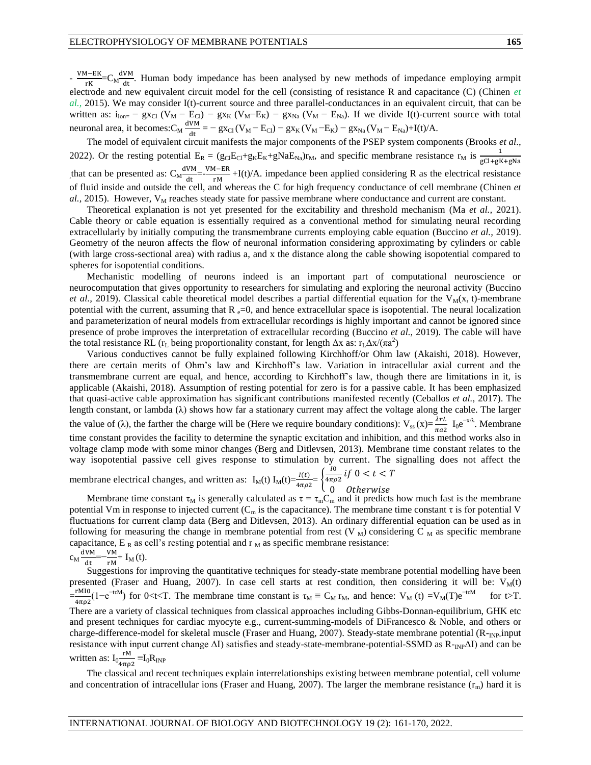- $\frac{VM-EK}{rK}=C_M\frac{dVM}{dt}$. Human body impedance has been analysed by new methods of impedance employing armpit electrode and new equivalent circuit model for the cell (consisting of resistance R and capacitance (C) (Chinen *et al.,* 2015). We may consider I(t)-current source and three parallel-conductances in an equivalent circuit, that can be written as: $i_{ion=} - gx_{Cl}(V_M - E_{Cl}) - gx_K(V_M-E_K) - gx_{Na}(V_M - E_{Na})$. If we divide I(t)-current source with total neuronal area, it becomes: $C_M\frac{dVM}{dt} = - gx_{Cl}(V_M - E_{Cl}) - gx_K(V_M - E_K) - gx_{Na}(V_M - E_{Na}) + I(t)/A$.

The model of equivalent circuit manifests the major components of the PSEP system components (Brooks *et al*., 2022). Or the resting potential $E_R = (g_{Cl}E_{Cl}+g_KE_K+gNaE_{Na})r_M$, and specific membrane resistance $r_M$ is $\frac{1}{gCl+gK+gNa}$ , that can be presented as: $C_M\frac{dVM}{dt}=-\frac{VM-ER}{rM}+I(t)/A$. impedance been applied considering R as the electrical resistance of fluid inside and outside the cell, and whereas the C for high frequency conductance of cell membrane (Chinen *et al.,* 2015). However, $V_M$ reaches steady state for passive membrane where conductance and current are constant.

Theoretical explanation is not yet presented for the excitability and threshold mechanism (Ma *et al.,* 2021). Cable theory or cable equation is essentially required as a conventional method for simulating neural recording extracellularly by initially computing the transmembrane currents employing cable equation (Buccino *et al.,* 2019). Geometry of the neuron affects the flow of neuronal information considering approximating by cylinders or cable (with large cross-sectional area) with radius a, and x the distance along the cable showing isopotential compared to spheres for isopotential conditions.

Mechanistic modelling of neurons indeed is an important part of computational neuroscience or neurocomputation that gives opportunity to researchers for simulating and exploring the neuronal activity (Buccino *et al.,* 2019). Classical cable theoretical model describes a partial differential equation for the $V_M(x, t)$-membrane potential with the current, assuming that $R_e=0$, and hence extracellular space is isopotential. The neural localization and parameterization of neural models from extracellular recordings is highly important and cannot be ignored since presence of probe improves the interpretation of extracellular recording (Buccino *et al.,* 2019). The cable will have the total resistance RL ($r_L$ being proportionality constant, for length $\Delta x$ as: $r_L\Delta x/(\pi a^2)$)

Various conductives cannot be fully explained following Kirchhoff/or Ohm law (Akaishi, 2018). However, there are certain merits of Ohm's law and Kirchhoff's law. Variation in intracellular axial current and the transmembrane current are equal, and hence, according to Kirchhoff's law, though there are limitations in it, is applicable (Akaishi, 2018). Assumption of resting potential for zero is for a passive cable. It has been emphasized that quasi-active cable approximation has significant contributions manifested recently (Ceballos *et al.,* 2017). The length constant, or lambda (λ) shows how far a stationary current may affect the voltage along the cable. The larger the value of (λ), the farther the charge will be (Here we require boundary conditions): $V_{ss}(x)=\frac{\lambda rL}{\pi a2} I_0 e^{-x/\lambda}$. Membrane time constant provides the facility to determine the synaptic excitation and inhibition, and this method works also in voltage clamp mode with some minor changes (Berg and Ditlevsen, 2013). Membrane time constant relates to the way isopotential passive cell gives response to stimulation by current. The signalling does not affect the membrane electrical changes, and written as: $I_M(t)\ I_M(t)=\frac{I(t)}{4\pi\rho 2}=\begin{cases}\frac{I0}{4\pi\rho 2} & if\ 0<t<T\\ 0 & Otherwise\end{cases}$

Membrane time constant $\tau_M$ is generally calculated as $\tau = \tau_m C_m$ and it predicts how much fast is the membrane potential Vm in response to injected current ($C_m$ is the capacitance). The membrane time constant τ is for potential V fluctuations for current clamp data (Berg and Ditlevsen, 2013). An ordinary differential equation can be used as in following for measuring the change in membrane potential from rest ($V_M$) considering $C_M$ as specific membrane capacitance, $E_R$ as cell's resting potential and $r_M$ as specific membrane resistance:

$c_M\frac{dVM}{dt}=-\frac{VM}{rM}+I_M(t)$.

Suggestions for improving the quantitative techniques for steady-state membrane potential modelling have been presented (Fraser and Huang, 2007). In case cell starts at rest condition, then considering it will be: $V_M(t)=\frac{rMI0}{4\pi\rho 2}(1-e^{-t\tau M})$ for 0<t<T. The membrane time constant is $\tau_M \equiv C_M r_M$, and hence: $V_M(t)=V_M(T)e^{-t\tau M}$ for t>T. There are a variety of classical techniques from classical approaches including Gibbs-Donnan-equilibrium, GHK etc and present techniques for cardiac myocyte e.g., current-summing-models of DiFrancesco & Noble, and others or charge-difference-model for skeletal muscle (Fraser and Huang, 2007). Steady-state membrane potential ($R_{-INP}$.input resistance with input current change ΔI) satisfies and steady-state-membrane-potential-SSMD as $R_{-INP}\Delta I$) and can be written as: $I_0\frac{rM}{4\pi\rho 2}\equiv I_0 R_{INP}$

The classical and recent techniques explain interrelationships existing between membrane potential, cell volume and concentration of intracellular ions (Fraser and Huang, 2007). The larger the membrane resistance ($r_m$) hard it is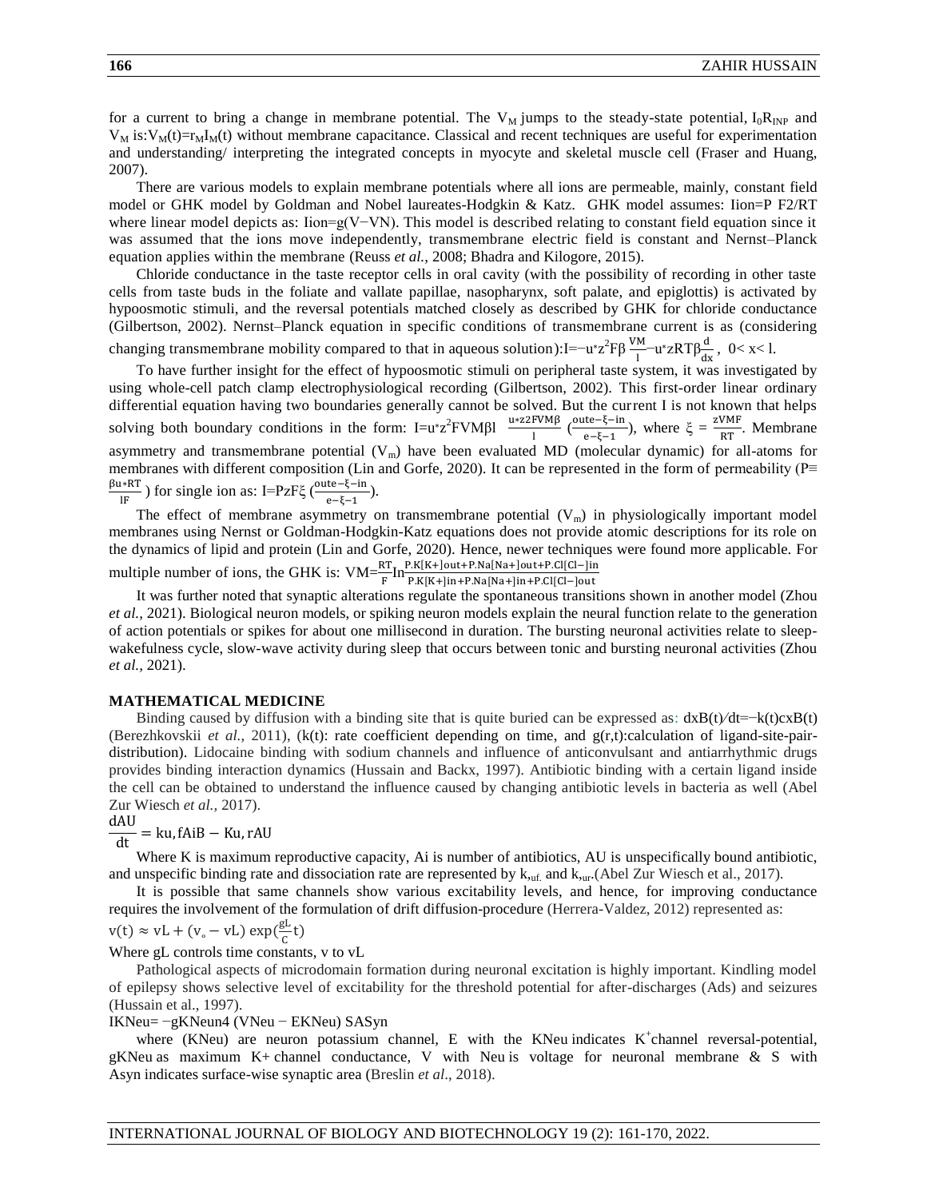for a current to bring a change in membrane potential. The $V_M$ jumps to the steady-state potential, $I_0R_{INP}$ and $V_M$ is:$V_M(t)=r_MI_M(t)$ without membrane capacitance. Classical and recent techniques are useful for experimentation and understanding/ interpreting the integrated concepts in myocyte and skeletal muscle cell (Fraser and Huang, 2007).

There are various models to explain membrane potentials where all ions are permeable, mainly, constant field model or GHK model by Goldman and Nobel laureates-Hodgkin & Katz. GHK model assumes: Iion=P F2/RT where linear model depicts as: Iion=g(V−VN). This model is described relating to constant field equation since it was assumed that the ions move independently, transmembrane electric field is constant and Nernst–Planck equation applies within the membrane (Reuss *et al.,* 2008; Bhadra and Kilogore, 2015).

Chloride conductance in the taste receptor cells in oral cavity (with the possibility of recording in other taste cells from taste buds in the foliate and vallate papillae, nasopharynx, soft palate, and epiglottis) is activated by hypoosmotic stimuli, and the reversal potentials matched closely as described by GHK for chloride conductance (Gilbertson, 2002). Nernst–Planck equation in specific conditions of transmembrane current is as (considering changing transmembrane mobility compared to that in aqueous solution):$I=-u^*z^2F\beta\,\frac{VM}{l}-u^*zRT\beta\frac{d}{dx}$, $0< x< l$.

To have further insight for the effect of hypoosmotic stimuli on peripheral taste system, it was investigated by using whole-cell patch clamp electrophysiological recording (Gilbertson, 2002). This first-order linear ordinary differential equation having two boundaries generally cannot be solved. But the current I is not known that helps solving both boundary conditions in the form: $I=u^*z^2FVM\beta l\;\; \frac{u*z2FVM\beta}{l}\,(\frac{oute-\xi-in}{e-\xi-1})$, where $\xi = \frac{zVMF}{RT}$. Membrane asymmetry and transmembrane potential ($V_m$) have been evaluated MD (molecular dynamic) for all-atoms for membranes with different composition (Lin and Gorfe, 2020). It can be represented in the form of permeability ($P\equiv \frac{\beta u*RT}{lF}$) for single ion as: $I=PzF\xi\,(\frac{oute-\xi-in}{e-\xi-1})$.

The effect of membrane asymmetry on transmembrane potential ($V_m$) in physiologically important model membranes using Nernst or Goldman-Hodgkin-Katz equations does not provide atomic descriptions for its role on the dynamics of lipid and protein (Lin and Gorfe, 2020). Hence, newer techniques were found more applicable. For multiple number of ions, the GHK is: $VM=\frac{RT}{F}\ln\frac{P.K[K+]out+P.Na[Na+]out+P.Cl[Cl-]in}{P.K[K+]in+P.Na[Na+]in+P.Cl[Cl-]out}$

It was further noted that synaptic alterations regulate the spontaneous transitions shown in another model (Zhou *et al.,* 2021). Biological neuron models, or spiking neuron models explain the neural function relate to the generation of action potentials or spikes for about one millisecond in duration. The bursting neuronal activities relate to sleep-wakefulness cycle, slow-wave activity during sleep that occurs between tonic and bursting neuronal activities (Zhou *et al.,* 2021).

## MATHEMATICAL MEDICINE

Binding caused by diffusion with a binding site that is quite buried can be expressed as: $dxB(t)/dt=-k(t)cxB(t)$ (Berezhkovskii *et al.,* 2011), (k(t): rate coefficient depending on time, and g(r,t):calculation of ligand-site-pair-distribution). Lidocaine binding with sodium channels and influence of anticonvulsant and antiarrhythmic drugs provides binding interaction dynamics (Hussain and Backx, 1997). Antibiotic binding with a certain ligand inside the cell can be obtained to understand the influence caused by changing antibiotic levels in bacteria as well (Abel Zur Wiesch *et al.,* 2017).

$$\frac{dAU}{dt} = ku,fAiB - Ku,rAU$$

Where K is maximum reproductive capacity, Ai is number of antibiotics, AU is unspecifically bound antibiotic, and unspecific binding rate and dissociation rate are represented by $k_{,uf.}$ and $k_{,ur}$.(Abel Zur Wiesch et al., 2017).

It is possible that same channels show various excitability levels, and hence, for improving conductance requires the involvement of the formulation of drift diffusion-procedure (Herrera-Valdez, 2012) represented as:

$$v(t) \approx vL + (v_{\circ} - vL)\exp(\frac{gL}{C}t)$$

Where gL controls time constants, v to vL

Pathological aspects of microdomain formation during neuronal excitation is highly important. Kindling model of epilepsy shows selective level of excitability for the threshold potential for after-discharges (Ads) and seizures (Hussain et al., 1997).

IKNeu= −gKNeun4 (VNeu − EKNeu) SASyn

where (KNeu) are neuron potassium channel, E with the KNeu indicates $K^+$channel reversal-potential, gKNeu as maximum K+ channel conductance, V with Neu is voltage for neuronal membrane & S with Asyn indicates surface-wise synaptic area (Breslin *et al*., 2018).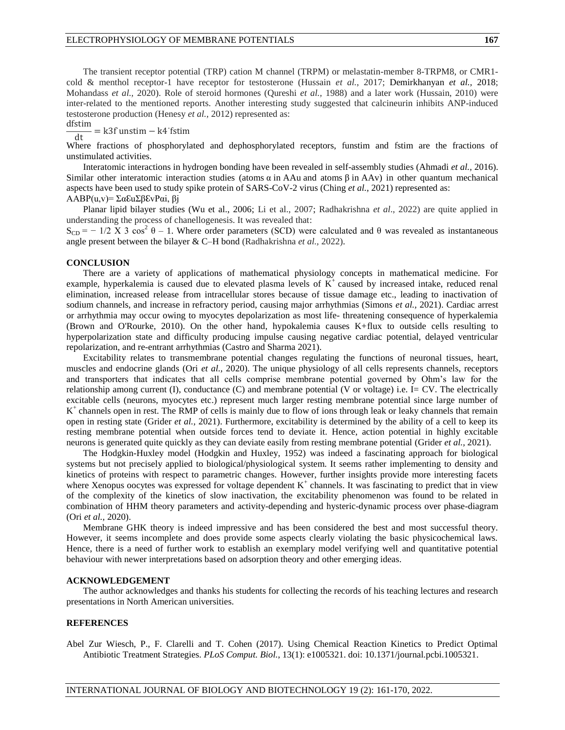The transient receptor potential (TRP) cation M channel (TRPM) or melastatin-member 8-TRPM8, or CMR1-cold & menthol receptor-1 have receptor for testosterone (Hussain *et al.,* 2017; Demirkhanyan *et al.,* 2018; Mohandass *et al.,* 2020). Role of steroid hormones (Qureshi *et al.,* 1988) and a later work (Hussain, 2010) were inter-related to the mentioned reports. Another interesting study suggested that calcineurin inhibits ANP-induced testosterone production (Henesy *et al.,* 2012) represented as:

$$\frac{\text{dfstim}}{\text{dt}} = \text{k3f unstim} - \text{k4}^{\cdot}\text{fstim}$$

Where fractions of phosphorylated and dephosphorylated receptors, funstim and fstim are the fractions of unstimulated activities.

Interatomic interactions in hydrogen bonding have been revealed in self-assembly studies (Ahmadi *et al.,* 2016). Similar other interatomic interaction studies (atoms α in AAu and atoms β in AAv) in other quantum mechanical aspects have been used to study spike protein of SARS-CoV-2 virus (Ching *et al.,* 2021) represented as:

AABP(u,v)= ΣαƐuΣβƐvPαi, βj

Planar lipid bilayer studies (Wu et al., 2006; Li et al., 2007; Radhakrishna *et al*., 2022) are quite applied in understanding the process of chanellogenesis. It was revealed that:

$S_{CD} = -1/2 \times 3\cos^2\theta - 1$. Where order parameters (SCD) were calculated and θ was revealed as instantaneous angle present between the bilayer & C–H bond (Radhakrishna *et al.,* 2022).

## CONCLUSION

There are a variety of applications of mathematical physiology concepts in mathematical medicine. For example, hyperkalemia is caused due to elevated plasma levels of $K^+$ caused by increased intake, reduced renal elimination, increased release from intracellular stores because of tissue damage etc., leading to inactivation of sodium channels, and increase in refractory period, causing major arrhythmias (Simons *et al.,* 2021). Cardiac arrest or arrhythmia may occur owing to myocytes depolarization as most life- threatening consequence of hyperkalemia (Brown and O'Rourke, 2010). On the other hand, hypokalemia causes K+flux to outside cells resulting to hyperpolarization state and difficulty producing impulse causing negative cardiac potential, delayed ventricular repolarization, and re-entrant arrhythmias (Castro and Sharma 2021).

Excitability relates to transmembrane potential changes regulating the functions of neuronal tissues, heart, muscles and endocrine glands (Ori *et al.,* 2020). The unique physiology of all cells represents channels, receptors and transporters that indicates that all cells comprise membrane potential governed by Ohm's law for the relationship among current (I), conductance (C) and membrane potential (V or voltage) i.e. I= CV. The electrically excitable cells (neurons, myocytes etc.) represent much larger resting membrane potential since large number of $K^+$ channels open in rest. The RMP of cells is mainly due to flow of ions through leak or leaky channels that remain open in resting state (Grider *et al.,* 2021). Furthermore, excitability is determined by the ability of a cell to keep its resting membrane potential when outside forces tend to deviate it. Hence, action potential in highly excitable neurons is generated quite quickly as they can deviate easily from resting membrane potential (Grider *et al.,* 2021).

The Hodgkin-Huxley model (Hodgkin and Huxley, 1952) was indeed a fascinating approach for biological systems but not precisely applied to biological/physiological system. It seems rather implementing to density and kinetics of proteins with respect to parametric changes. However, further insights provide more interesting facets where Xenopus oocytes was expressed for voltage dependent $K^+$ channels. It was fascinating to predict that in view of the complexity of the kinetics of slow inactivation, the excitability phenomenon was found to be related in combination of HHM theory parameters and activity-depending and hysteric-dynamic process over phase-diagram (Ori *et al.,* 2020).

Membrane GHK theory is indeed impressive and has been considered the best and most successful theory. However, it seems incomplete and does provide some aspects clearly violating the basic physicochemical laws. Hence, there is a need of further work to establish an exemplary model verifying well and quantitative potential behaviour with newer interpretations based on adsorption theory and other emerging ideas.

## ACKNOWLEDGEMENT

The author acknowledges and thanks his students for collecting the records of his teaching lectures and research presentations in North American universities.

## REFERENCES

Abel Zur Wiesch, P., F. Clarelli and T. Cohen (2017). Using Chemical Reaction Kinetics to Predict Optimal Antibiotic Treatment Strategies. *PLoS Comput. Biol.*, 13(1): e1005321. doi: 10.1371/journal.pcbi.1005321.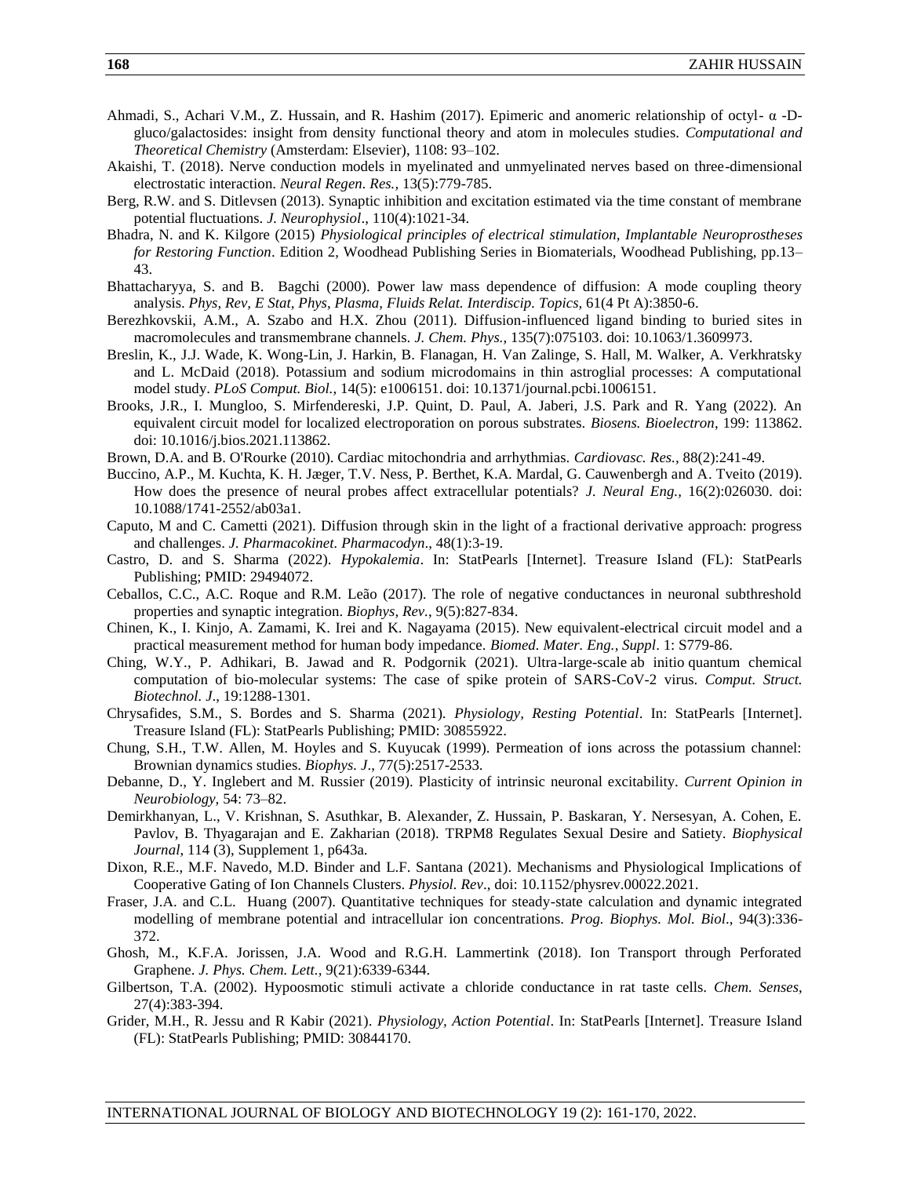Ahmadi, S., Achari V.M., Z. Hussain, and R. Hashim (2017). Epimeric and anomeric relationship of octyl- α -D-gluco/galactosides: insight from density functional theory and atom in molecules studies. *Computational and Theoretical Chemistry* (Amsterdam: Elsevier), 1108: 93–102.

Akaishi, T. (2018). Nerve conduction models in myelinated and unmyelinated nerves based on three-dimensional electrostatic interaction. *Neural Regen. Res.,* 13(5):779-785.

Berg, R.W. and S. Ditlevsen (2013). Synaptic inhibition and excitation estimated via the time constant of membrane potential fluctuations. *J. Neurophysiol*., 110(4):1021-34.

Bhadra, N. and K. Kilgore (2015) *Physiological principles of electrical stimulation, Implantable Neuroprostheses for Restoring Function*. Edition 2, Woodhead Publishing Series in Biomaterials, Woodhead Publishing, pp.13–43.

Bhattacharyya, S. and B. Bagchi (2000). Power law mass dependence of diffusion: A mode coupling theory analysis. *Phys, Rev, E Stat, Phys, Plasma, Fluids Relat. Interdiscip. Topics*, 61(4 Pt A):3850-6.

Berezhkovskii, A.M., A. Szabo and H.X. Zhou (2011). Diffusion-influenced ligand binding to buried sites in macromolecules and transmembrane channels. *J. Chem. Phys.,* 135(7):075103. doi: 10.1063/1.3609973.

Breslin, K., J.J. Wade, K. Wong-Lin, J. Harkin, B. Flanagan, H. Van Zalinge, S. Hall, M. Walker, A. Verkhratsky and L. McDaid (2018). Potassium and sodium microdomains in thin astroglial processes: A computational model study. *PLoS Comput. Biol.,* 14(5): e1006151. doi: 10.1371/journal.pcbi.1006151.

Brooks, J.R., I. Mungloo, S. Mirfendereski, J.P. Quint, D. Paul, A. Jaberi, J.S. Park and R. Yang (2022). An equivalent circuit model for localized electroporation on porous substrates. *Biosens. Bioelectron*, 199: 113862. doi: 10.1016/j.bios.2021.113862.

Brown, D.A. and B. O'Rourke (2010). Cardiac mitochondria and arrhythmias. *Cardiovasc. Res.,* 88(2):241-49.

Buccino, A.P., M. Kuchta, K. H. Jæger, T.V. Ness, P. Berthet, K.A. Mardal, G. Cauwenbergh and A. Tveito (2019). How does the presence of neural probes affect extracellular potentials? *J. Neural Eng.,* 16(2):026030. doi: 10.1088/1741-2552/ab03a1.

Caputo, M and C. Cametti (2021). Diffusion through skin in the light of a fractional derivative approach: progress and challenges. *J. Pharmacokinet. Pharmacodyn*., 48(1):3-19.

Castro, D. and S. Sharma (2022). *Hypokalemia*. In: StatPearls [Internet]. Treasure Island (FL): StatPearls Publishing; PMID: 29494072.

Ceballos, C.C., A.C. Roque and R.M. Leão (2017). The role of negative conductances in neuronal subthreshold properties and synaptic integration. *Biophys, Rev.*, 9(5):827-834.

Chinen, K., I. Kinjo, A. Zamami, K. Irei and K. Nagayama (2015). New equivalent-electrical circuit model and a practical measurement method for human body impedance. *Biomed. Mater. Eng., Suppl*. 1: S779-86.

Ching, W.Y., P. Adhikari, B. Jawad and R. Podgornik (2021). Ultra-large-scale ab initio quantum chemical computation of bio-molecular systems: The case of spike protein of SARS-CoV-2 virus. *Comput. Struct. Biotechnol. J*., 19:1288-1301.

Chrysafides, S.M., S. Bordes and S. Sharma (2021). *Physiology, Resting Potential*. In: StatPearls [Internet]. Treasure Island (FL): StatPearls Publishing; PMID: 30855922.

Chung, S.H., T.W. Allen, M. Hoyles and S. Kuyucak (1999). Permeation of ions across the potassium channel: Brownian dynamics studies. *Biophys. J*., 77(5):2517-2533.

Debanne, D., Y. Inglebert and M. Russier (2019). Plasticity of intrinsic neuronal excitability. *Current Opinion in Neurobiology,* 54: 73–82.

Demirkhanyan, L., V. Krishnan, S. Asuthkar, B. Alexander, Z. Hussain, P. Baskaran, Y. Nersesyan, A. Cohen, E. Pavlov, B. Thyagarajan and E. Zakharian (2018). TRPM8 Regulates Sexual Desire and Satiety. *Biophysical Journal,* 114 (3), Supplement 1, p643a.

Dixon, R.E., M.F. Navedo, M.D. Binder and L.F. Santana (2021). Mechanisms and Physiological Implications of Cooperative Gating of Ion Channels Clusters. *Physiol. Rev*., doi: 10.1152/physrev.00022.2021.

Fraser, J.A. and C.L. Huang (2007). Quantitative techniques for steady-state calculation and dynamic integrated modelling of membrane potential and intracellular ion concentrations. *Prog. Biophys. Mol. Biol*., 94(3):336-372.

Ghosh, M., K.F.A. Jorissen, J.A. Wood and R.G.H. Lammertink (2018). Ion Transport through Perforated Graphene. *J. Phys. Chem. Lett.,* 9(21):6339-6344.

Gilbertson, T.A. (2002). Hypoosmotic stimuli activate a chloride conductance in rat taste cells. *Chem. Senses*, 27(4):383-394.

Grider, M.H., R. Jessu and R Kabir (2021). *Physiology, Action Potential*. In: StatPearls [Internet]. Treasure Island (FL): StatPearls Publishing; PMID: 30844170.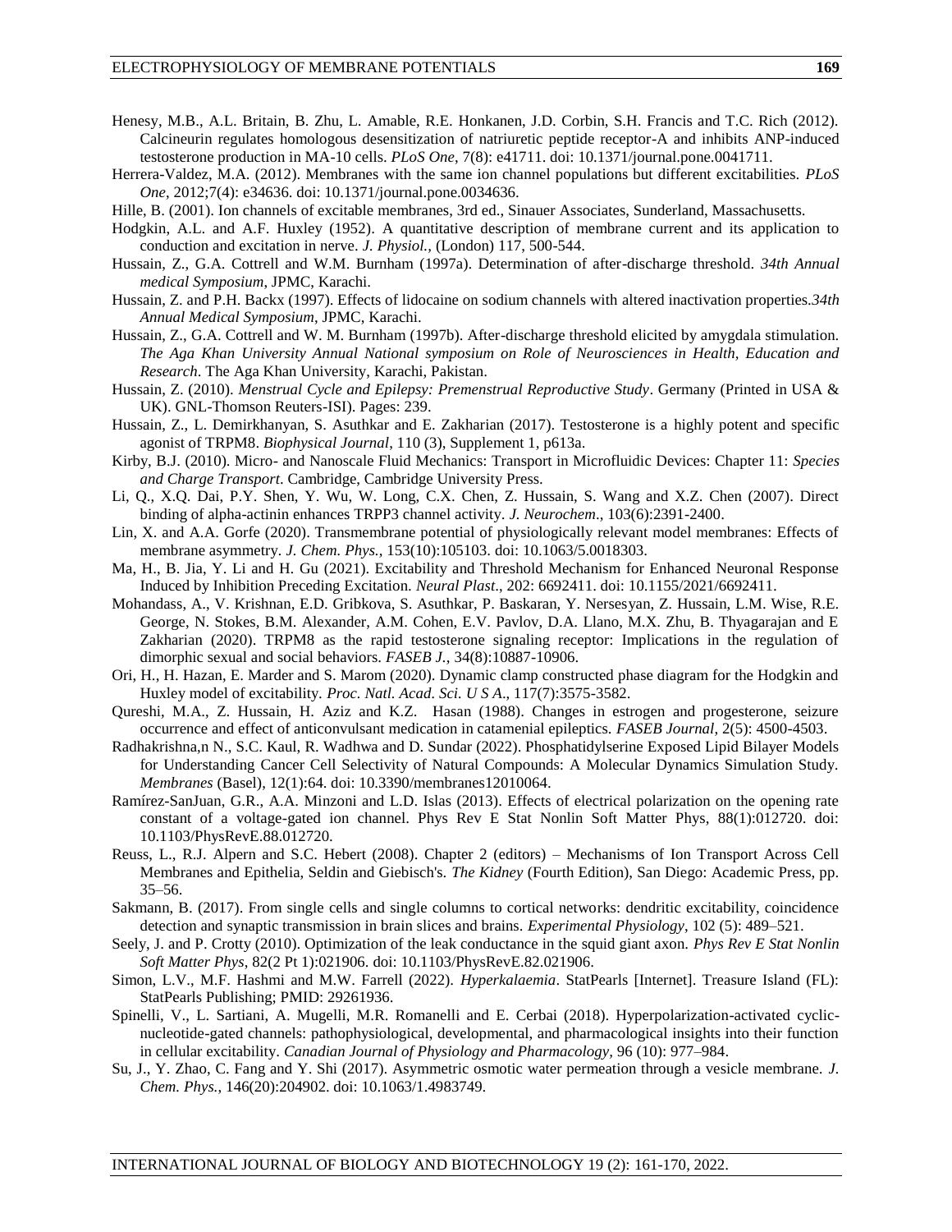Henesy, M.B., A.L. Britain, B. Zhu, L. Amable, R.E. Honkanen, J.D. Corbin, S.H. Francis and T.C. Rich (2012). Calcineurin regulates homologous desensitization of natriuretic peptide receptor-A and inhibits ANP-induced testosterone production in MA-10 cells. *PLoS One*, 7(8): e41711. doi: 10.1371/journal.pone.0041711.

Herrera-Valdez, M.A. (2012). Membranes with the same ion channel populations but different excitabilities. *PLoS One*, 2012;7(4): e34636. doi: 10.1371/journal.pone.0034636.

Hille, B. (2001). Ion channels of excitable membranes, 3rd ed., Sinauer Associates, Sunderland, Massachusetts.

Hodgkin, A.L. and A.F. Huxley (1952). A quantitative description of membrane current and its application to conduction and excitation in nerve. *J. Physiol.*, (London) 117, 500-544.

Hussain, Z., G.A. Cottrell and W.M. Burnham (1997a). Determination of after-discharge threshold. *34th Annual medical Symposium*, JPMC, Karachi.

Hussain, Z. and P.H. Backx (1997). Effects of lidocaine on sodium channels with altered inactivation properties.*34th Annual Medical Symposium*, JPMC, Karachi.

Hussain, Z., G.A. Cottrell and W. M. Burnham (1997b). After-discharge threshold elicited by amygdala stimulation. *The Aga Khan University Annual National symposium on Role of Neurosciences in Health, Education and Research*. The Aga Khan University, Karachi, Pakistan.

Hussain, Z. (2010). *Menstrual Cycle and Epilepsy: Premenstrual Reproductive Study*. Germany (Printed in USA & UK). GNL-Thomson Reuters-ISI). Pages: 239.

Hussain, Z., L. Demirkhanyan, S. Asuthkar and E. Zakharian (2017). Testosterone is a highly potent and specific agonist of TRPM8. *Biophysical Journal*, 110 (3), Supplement 1, p613a.

Kirby, B.J. (2010). Micro- and Nanoscale Fluid Mechanics: Transport in Microfluidic Devices: Chapter 11: *Species and Charge Transport*. Cambridge, Cambridge University Press.

Li, Q., X.Q. Dai, P.Y. Shen, Y. Wu, W. Long, C.X. Chen, Z. Hussain, S. Wang and X.Z. Chen (2007). Direct binding of alpha-actinin enhances TRPP3 channel activity. *J. Neurochem*., 103(6):2391-2400.

Lin, X. and A.A. Gorfe (2020). Transmembrane potential of physiologically relevant model membranes: Effects of membrane asymmetry. *J. Chem. Phys.*, 153(10):105103. doi: 10.1063/5.0018303.

Ma, H., B. Jia, Y. Li and H. Gu (2021). Excitability and Threshold Mechanism for Enhanced Neuronal Response Induced by Inhibition Preceding Excitation. *Neural Plast*., 202: 6692411. doi: 10.1155/2021/6692411.

Mohandass, A., V. Krishnan, E.D. Gribkova, S. Asuthkar, P. Baskaran, Y. Nersesyan, Z. Hussain, L.M. Wise, R.E. George, N. Stokes, B.M. Alexander, A.M. Cohen, E.V. Pavlov, D.A. Llano, M.X. Zhu, B. Thyagarajan and E Zakharian (2020). TRPM8 as the rapid testosterone signaling receptor: Implications in the regulation of dimorphic sexual and social behaviors. *FASEB J.*, 34(8):10887-10906.

Ori, H., H. Hazan, E. Marder and S. Marom (2020). Dynamic clamp constructed phase diagram for the Hodgkin and Huxley model of excitability. *Proc. Natl. Acad. Sci. U S A*., 117(7):3575-3582.

Qureshi, M.A., Z. Hussain, H. Aziz and K.Z. Hasan (1988). Changes in estrogen and progesterone, seizure occurrence and effect of anticonvulsant medication in catamenial epileptics. *FASEB Journal*, 2(5): 4500-4503.

Radhakrishna,n N., S.C. Kaul, R. Wadhwa and D. Sundar (2022). Phosphatidylserine Exposed Lipid Bilayer Models for Understanding Cancer Cell Selectivity of Natural Compounds: A Molecular Dynamics Simulation Study. *Membranes* (Basel), 12(1):64. doi: 10.3390/membranes12010064.

Ramírez-SanJuan, G.R., A.A. Minzoni and L.D. Islas (2013). Effects of electrical polarization on the opening rate constant of a voltage-gated ion channel. Phys Rev E Stat Nonlin Soft Matter Phys, 88(1):012720. doi: 10.1103/PhysRevE.88.012720.

Reuss, L., R.J. Alpern and S.C. Hebert (2008). Chapter 2 (editors) – Mechanisms of Ion Transport Across Cell Membranes and Epithelia, Seldin and Giebisch's. *The Kidney* (Fourth Edition), San Diego: Academic Press, pp. 35–56.

Sakmann, B. (2017). From single cells and single columns to cortical networks: dendritic excitability, coincidence detection and synaptic transmission in brain slices and brains. *Experimental Physiology*, 102 (5): 489–521.

Seely, J. and P. Crotty (2010). Optimization of the leak conductance in the squid giant axon. *Phys Rev E Stat Nonlin Soft Matter Phys*, 82(2 Pt 1):021906. doi: 10.1103/PhysRevE.82.021906.

Simon, L.V., M.F. Hashmi and M.W. Farrell (2022). *Hyperkalaemia*. StatPearls [Internet]. Treasure Island (FL): StatPearls Publishing; PMID: 29261936.

Spinelli, V., L. Sartiani, A. Mugelli, M.R. Romanelli and E. Cerbai (2018). Hyperpolarization-activated cyclic-nucleotide-gated channels: pathophysiological, developmental, and pharmacological insights into their function in cellular excitability. *Canadian Journal of Physiology and Pharmacology*, 96 (10): 977–984.

Su, J., Y. Zhao, C. Fang and Y. Shi (2017). Asymmetric osmotic water permeation through a vesicle membrane. *J. Chem. Phys.*, 146(20):204902. doi: 10.1063/1.4983749.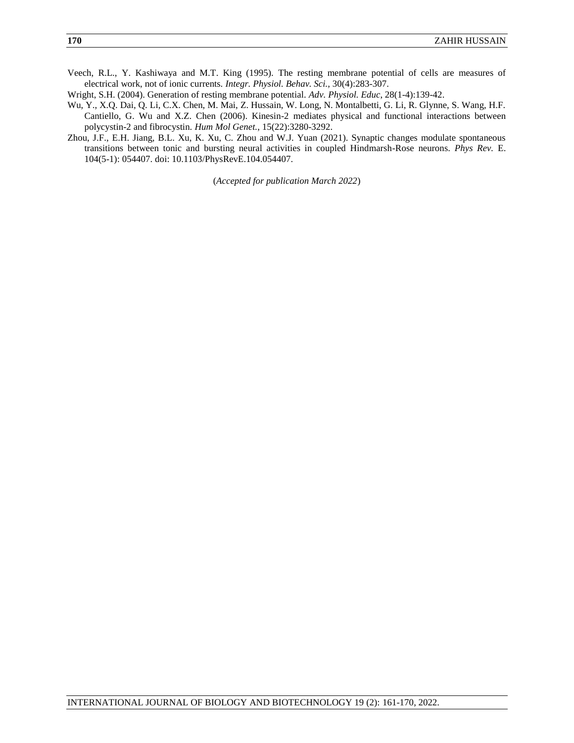Veech, R.L., Y. Kashiwaya and M.T. King (1995). The resting membrane potential of cells are measures of electrical work, not of ionic currents. *Integr. Physiol. Behav. Sci.,* 30(4):283-307.

Wright, S.H. (2004). Generation of resting membrane potential. *Adv. Physiol. Educ,* 28(1-4):139-42.

Wu, Y., X.Q. Dai, Q. Li, C.X. Chen, M. Mai, Z. Hussain, W. Long, N. Montalbetti, G. Li, R. Glynne, S. Wang, H.F. Cantiello, G. Wu and X.Z. Chen (2006). Kinesin-2 mediates physical and functional interactions between polycystin-2 and fibrocystin. *Hum Mol Genet.*, 15(22):3280-3292.

Zhou, J.F., E.H. Jiang, B.L. Xu, K. Xu, C. Zhou and W.J. Yuan (2021). Synaptic changes modulate spontaneous transitions between tonic and bursting neural activities in coupled Hindmarsh-Rose neurons. *Phys Rev.* E. 104(5-1): 054407. doi: 10.1103/PhysRevE.104.054407.

(*Accepted for publication March 2022*)